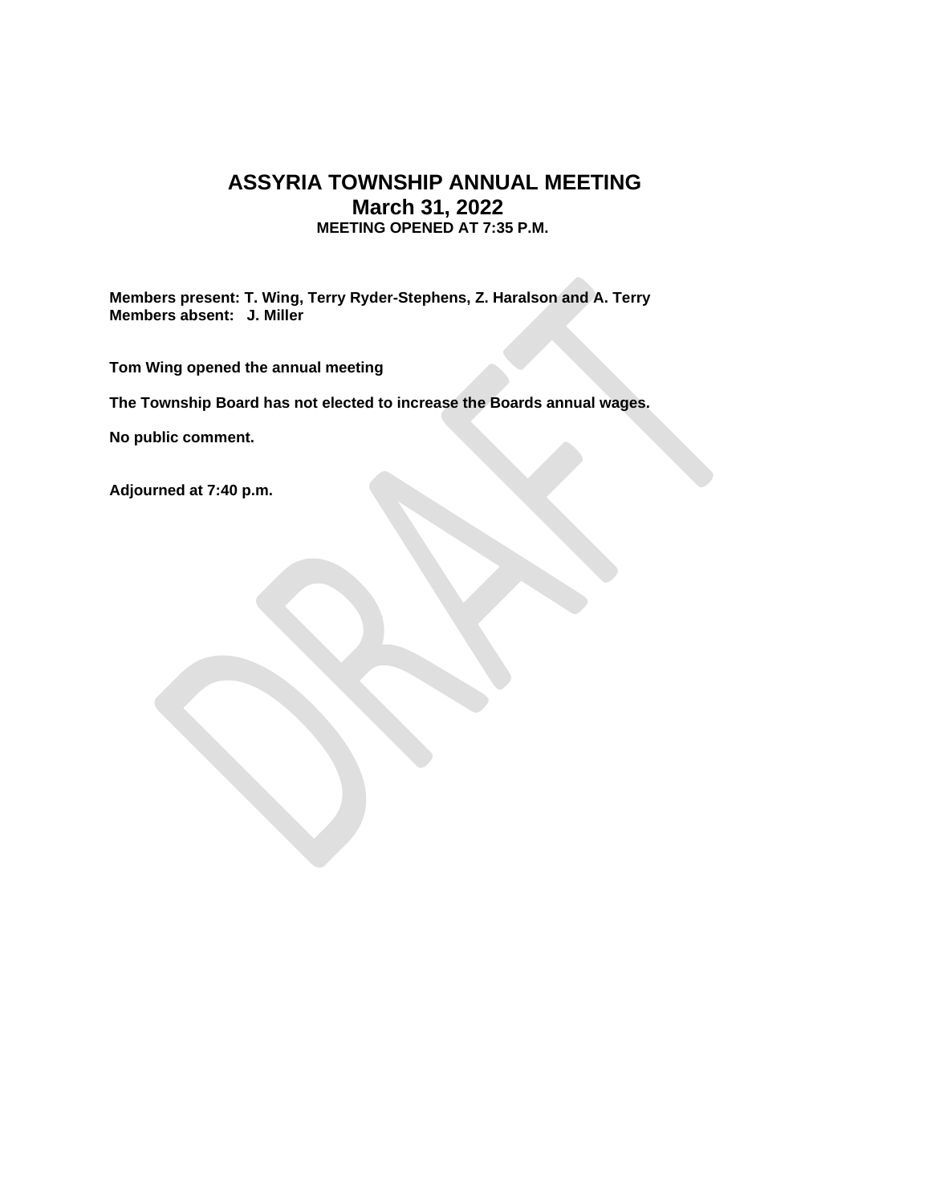# ASSYRIA TOWNSHIP ANNUAL MEETING

## March 31, 2022

**MEETING OPENED AT 7:35 P.M.**

**Members present: T. Wing, Terry Ryder-Stephens, Z. Haralson and A. Terry**
**Members absent: J. Miller**

**Tom Wing opened the annual meeting**

**The Township Board has not elected to increase the Boards annual wages.**

**No public comment.**

**Adjourned at 7:40 p.m.**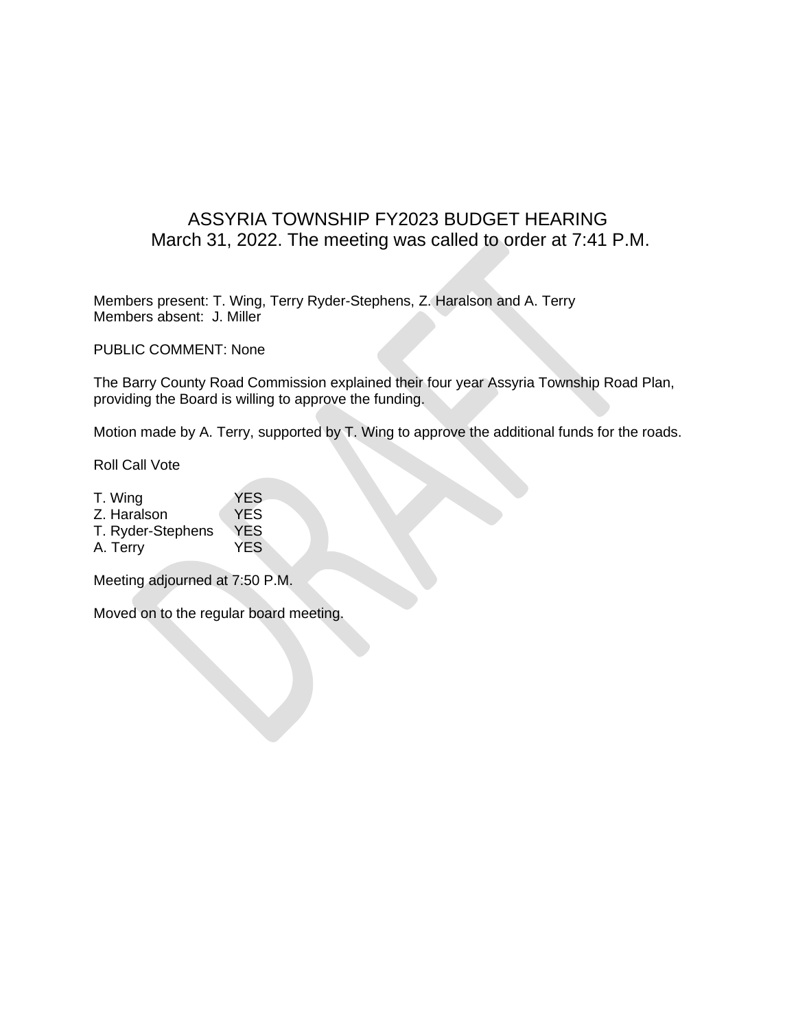# ASSYRIA TOWNSHIP FY2023 BUDGET HEARING
March 31, 2022. The meeting was called to order at 7:41 P.M.

Members present: T. Wing, Terry Ryder-Stephens, Z. Haralson and A. Terry
Members absent: J. Miller

PUBLIC COMMENT: None

The Barry County Road Commission explained their four year Assyria Township Road Plan, providing the Board is willing to approve the funding.

Motion made by A. Terry, supported by T. Wing to approve the additional funds for the roads.

Roll Call Vote

| | |
|---|---|
| T. Wing | YES |
| Z. Haralson | YES |
| T. Ryder-Stephens | YES |
| A. Terry | YES |

Meeting adjourned at 7:50 P.M.

Moved on to the regular board meeting.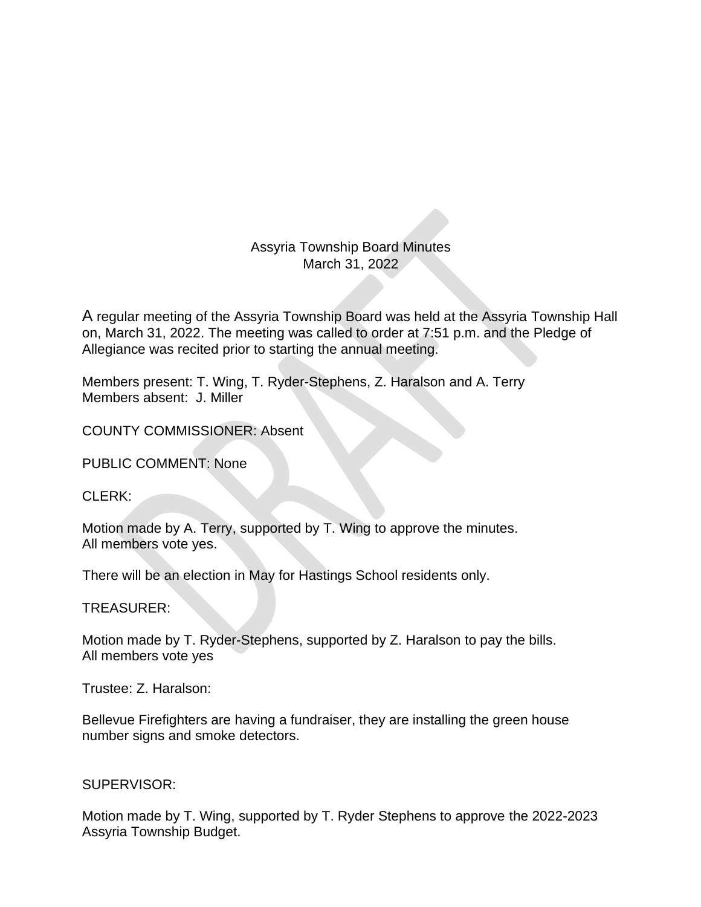Assyria Township Board Minutes
March 31, 2022

A regular meeting of the Assyria Township Board was held at the Assyria Township Hall on, March 31, 2022. The meeting was called to order at 7:51 p.m. and the Pledge of Allegiance was recited prior to starting the annual meeting.

Members present: T. Wing, T. Ryder-Stephens, Z. Haralson and A. Terry
Members absent: J. Miller

COUNTY COMMISSIONER: Absent

PUBLIC COMMENT: None

CLERK:

Motion made by A. Terry, supported by T. Wing to approve the minutes.
All members vote yes.

There will be an election in May for Hastings School residents only.

TREASURER:

Motion made by T. Ryder-Stephens, supported by Z. Haralson to pay the bills.
All members vote yes

Trustee: Z. Haralson:

Bellevue Firefighters are having a fundraiser, they are installing the green house number signs and smoke detectors.

SUPERVISOR:

Motion made by T. Wing, supported by T. Ryder Stephens to approve the 2022-2023 Assyria Township Budget.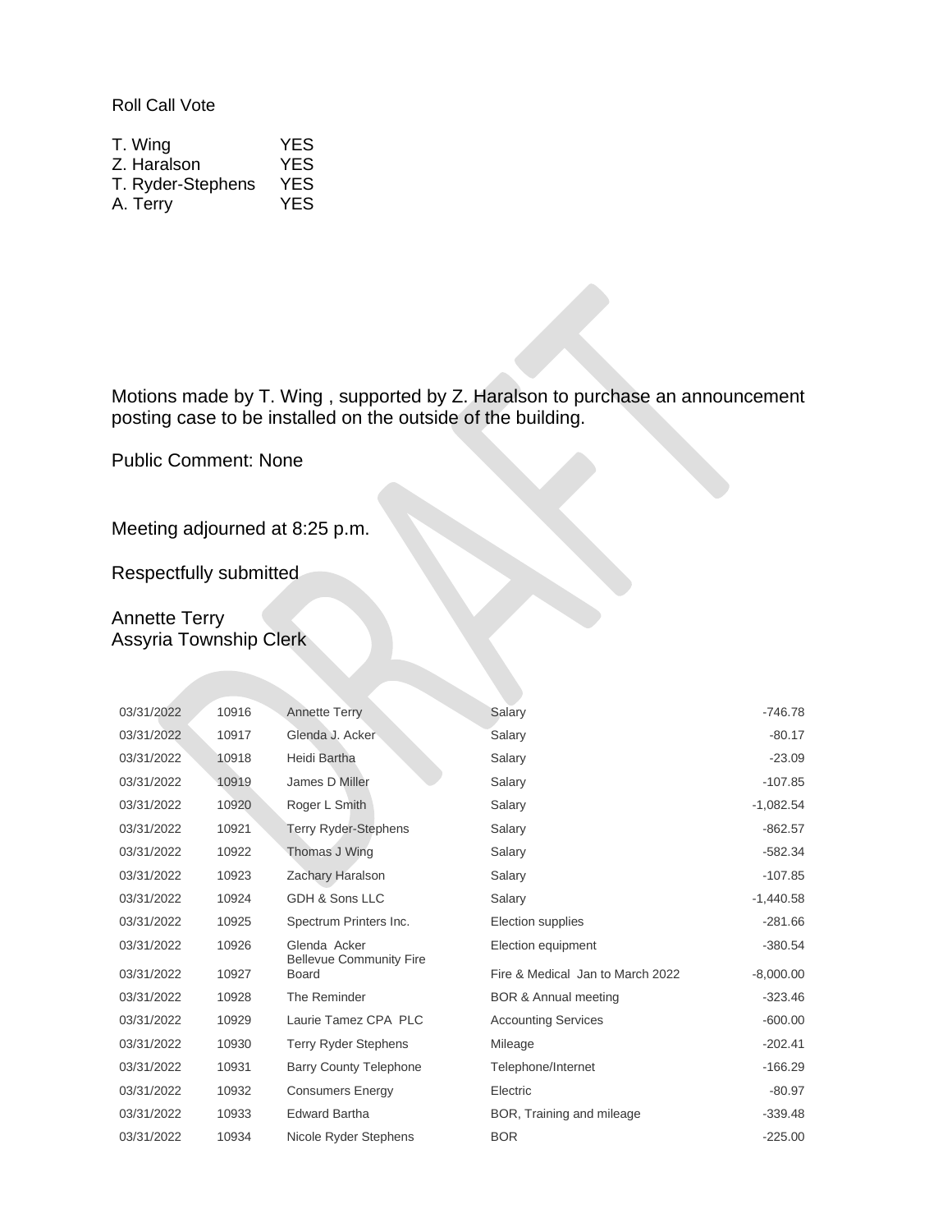Roll Call Vote

| | |
|---|---|
| T. Wing | YES |
| Z. Haralson | YES |
| T. Ryder-Stephens | YES |
| A. Terry | YES |

Motions made by T. Wing , supported by Z. Haralson to purchase an announcement posting case to be installed on the outside of the building.

Public Comment: None

Meeting adjourned at 8:25 p.m.

Respectfully submitted

Annette Terry
Assyria Township Clerk

| | | | | |
|---|---|---|---|---|
| 03/31/2022 | 10916 | Annette Terry | Salary | -746.78 |
| 03/31/2022 | 10917 | Glenda J. Acker | Salary | -80.17 |
| 03/31/2022 | 10918 | Heidi Bartha | Salary | -23.09 |
| 03/31/2022 | 10919 | James D Miller | Salary | -107.85 |
| 03/31/2022 | 10920 | Roger L Smith | Salary | -1,082.54 |
| 03/31/2022 | 10921 | Terry Ryder-Stephens | Salary | -862.57 |
| 03/31/2022 | 10922 | Thomas J Wing | Salary | -582.34 |
| 03/31/2022 | 10923 | Zachary Haralson | Salary | -107.85 |
| 03/31/2022 | 10924 | GDH & Sons LLC | Salary | -1,440.58 |
| 03/31/2022 | 10925 | Spectrum Printers Inc. | Election supplies | -281.66 |
| 03/31/2022 | 10926 | Glenda Acker | Election equipment | -380.54 |
| 03/31/2022 | 10927 | Bellevue Community Fire Board | Fire & Medical Jan to March 2022 | -8,000.00 |
| 03/31/2022 | 10928 | The Reminder | BOR & Annual meeting | -323.46 |
| 03/31/2022 | 10929 | Laurie Tamez CPA PLC | Accounting Services | -600.00 |
| 03/31/2022 | 10930 | Terry Ryder Stephens | Mileage | -202.41 |
| 03/31/2022 | 10931 | Barry County Telephone | Telephone/Internet | -166.29 |
| 03/31/2022 | 10932 | Consumers Energy | Electric | -80.97 |
| 03/31/2022 | 10933 | Edward Bartha | BOR, Training and mileage | -339.48 |
| 03/31/2022 | 10934 | Nicole Ryder Stephens | BOR | -225.00 |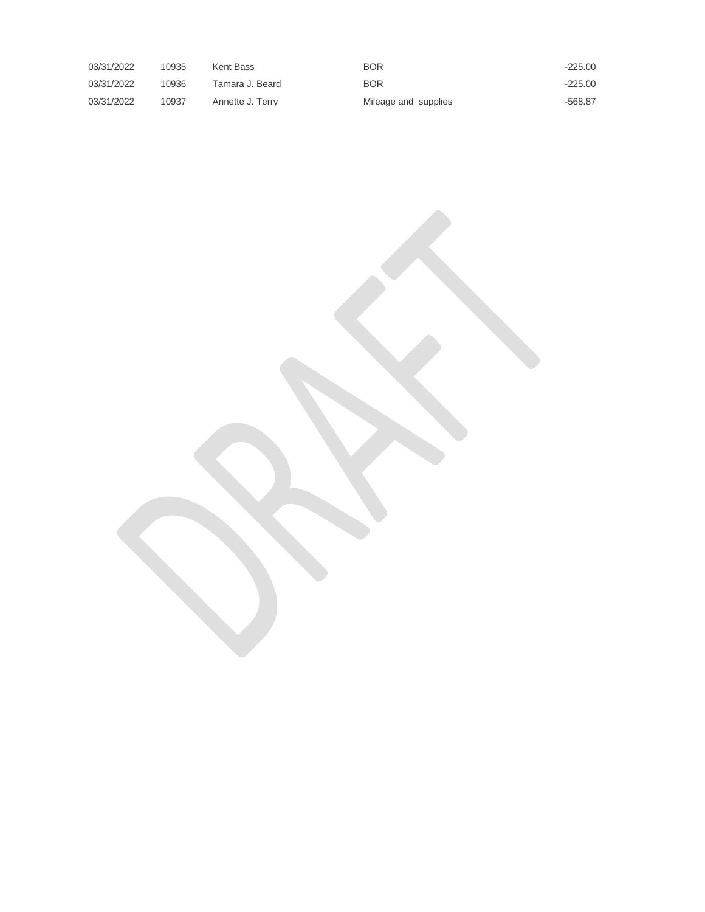| | | | | |
|---|---|---|---|---|
| 03/31/2022 | 10935 | Kent Bass | BOR | -225.00 |
| 03/31/2022 | 10936 | Tamara J. Beard | BOR | -225.00 |
| 03/31/2022 | 10937 | Annette J. Terry | Mileage and supplies | -568.87 |

DRAFT